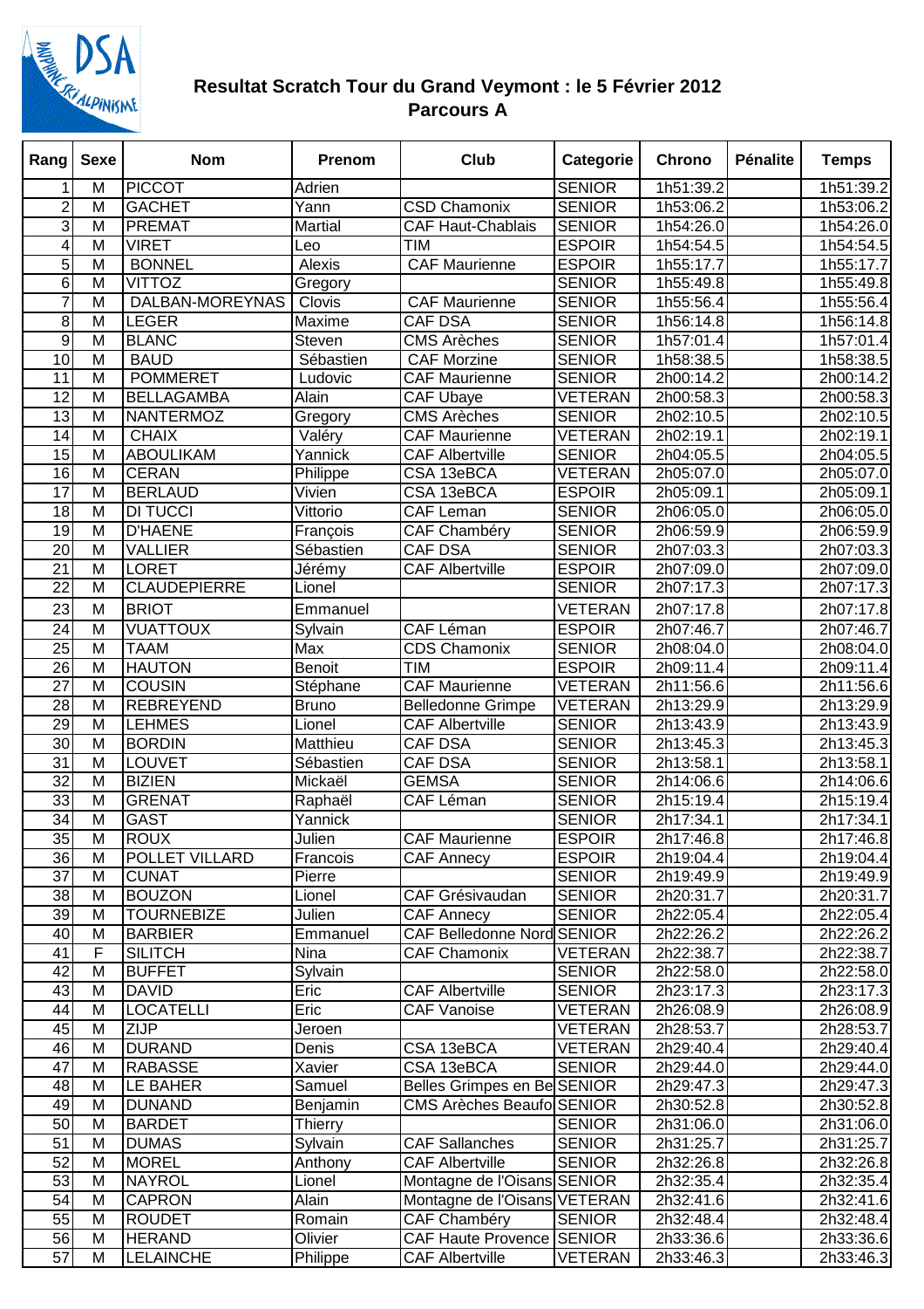# Resultat Scratch Tour du Grand Veymont : le 5 Février 2012

## Parcours A

| Rang | Sexe | Nom | Prenom | Club | Categorie | Chrono | Pénalite | Temps |
|---|---|---|---|---|---|---|---|---|
| 1 | M | PICCOT | Adrien | | SENIOR | 1h51:39.2 | | 1h51:39.2 |
| 2 | M | GACHET | Yann | CSD Chamonix | SENIOR | 1h53:06.2 | | 1h53:06.2 |
| 3 | M | PREMAT | Martial | CAF Haut-Chablais | SENIOR | 1h54:26.0 | | 1h54:26.0 |
| 4 | M | VIRET | Leo | TIM | ESPOIR | 1h54:54.5 | | 1h54:54.5 |
| 5 | M | BONNEL | Alexis | CAF Maurienne | ESPOIR | 1h55:17.7 | | 1h55:17.7 |
| 6 | M | VITTOZ | Gregory | | SENIOR | 1h55:49.8 | | 1h55:49.8 |
| 7 | M | DALBAN-MOREYNAS | Clovis | CAF Maurienne | SENIOR | 1h55:56.4 | | 1h55:56.4 |
| 8 | M | LEGER | Maxime | CAF DSA | SENIOR | 1h56:14.8 | | 1h56:14.8 |
| 9 | M | BLANC | Steven | CMS Arèches | SENIOR | 1h57:01.4 | | 1h57:01.4 |
| 10 | M | BAUD | Sébastien | CAF Morzine | SENIOR | 1h58:38.5 | | 1h58:38.5 |
| 11 | M | POMMERET | Ludovic | CAF Maurienne | SENIOR | 2h00:14.2 | | 2h00:14.2 |
| 12 | M | BELLAGAMBA | Alain | CAF Ubaye | VETERAN | 2h00:58.3 | | 2h00:58.3 |
| 13 | M | NANTERMOZ | Gregory | CMS Arèches | SENIOR | 2h02:10.5 | | 2h02:10.5 |
| 14 | M | CHAIX | Valéry | CAF Maurienne | VETERAN | 2h02:19.1 | | 2h02:19.1 |
| 15 | M | ABOULIKAM | Yannick | CAF Albertville | SENIOR | 2h04:05.5 | | 2h04:05.5 |
| 16 | M | CERAN | Philippe | CSA 13eBCA | VETERAN | 2h05:07.0 | | 2h05:07.0 |
| 17 | M | BERLAUD | Vivien | CSA 13eBCA | ESPOIR | 2h05:09.1 | | 2h05:09.1 |
| 18 | M | DI TUCCI | Vittorio | CAF Leman | SENIOR | 2h06:05.0 | | 2h06:05.0 |
| 19 | M | D'HAENE | François | CAF Chambéry | SENIOR | 2h06:59.9 | | 2h06:59.9 |
| 20 | M | VALLIER | Sébastien | CAF DSA | SENIOR | 2h07:03.3 | | 2h07:03.3 |
| 21 | M | LORET | Jérémy | CAF Albertville | ESPOIR | 2h07:09.0 | | 2h07:09.0 |
| 22 | M | CLAUDEPIERRE | Lionel | | SENIOR | 2h07:17.3 | | 2h07:17.3 |
| 23 | M | BRIOT | Emmanuel | | VETERAN | 2h07:17.8 | | 2h07:17.8 |
| 24 | M | VUATTOUX | Sylvain | CAF Léman | ESPOIR | 2h07:46.7 | | 2h07:46.7 |
| 25 | M | TAAM | Max | CDS Chamonix | SENIOR | 2h08:04.0 | | 2h08:04.0 |
| 26 | M | HAUTON | Benoit | TIM | ESPOIR | 2h09:11.4 | | 2h09:11.4 |
| 27 | M | COUSIN | Stéphane | CAF Maurienne | VETERAN | 2h11:56.6 | | 2h11:56.6 |
| 28 | M | REBREYEND | Bruno | Belledonne Grimpe | VETERAN | 2h13:29.9 | | 2h13:29.9 |
| 29 | M | LEHMES | Lionel | CAF Albertville | SENIOR | 2h13:43.9 | | 2h13:43.9 |
| 30 | M | BORDIN | Matthieu | CAF DSA | SENIOR | 2h13:45.3 | | 2h13:45.3 |
| 31 | M | LOUVET | Sébastien | CAF DSA | SENIOR | 2h13:58.1 | | 2h13:58.1 |
| 32 | M | BIZIEN | Mickaël | GEMSA | SENIOR | 2h14:06.6 | | 2h14:06.6 |
| 33 | M | GRENAT | Raphaël | CAF Léman | SENIOR | 2h15:19.4 | | 2h15:19.4 |
| 34 | M | GAST | Yannick | | SENIOR | 2h17:34.1 | | 2h17:34.1 |
| 35 | M | ROUX | Julien | CAF Maurienne | ESPOIR | 2h17:46.8 | | 2h17:46.8 |
| 36 | M | POLLET VILLARD | Francois | CAF Annecy | ESPOIR | 2h19:04.4 | | 2h19:04.4 |
| 37 | M | CUNAT | Pierre | | SENIOR | 2h19:49.9 | | 2h19:49.9 |
| 38 | M | BOUZON | Lionel | CAF Grésivaudan | SENIOR | 2h20:31.7 | | 2h20:31.7 |
| 39 | M | TOURNEBIZE | Julien | CAF Annecy | SENIOR | 2h22:05.4 | | 2h22:05.4 |
| 40 | M | BARBIER | Emmanuel | CAF Belledonne Nord | SENIOR | 2h22:26.2 | | 2h22:26.2 |
| 41 | F | SILITCH | Nina | CAF Chamonix | VETERAN | 2h22:38.7 | | 2h22:38.7 |
| 42 | M | BUFFET | Sylvain | | SENIOR | 2h22:58.0 | | 2h22:58.0 |
| 43 | M | DAVID | Eric | CAF Albertville | SENIOR | 2h23:17.3 | | 2h23:17.3 |
| 44 | M | LOCATELLI | Eric | CAF Vanoise | VETERAN | 2h26:08.9 | | 2h26:08.9 |
| 45 | M | ZIJP | Jeroen | | VETERAN | 2h28:53.7 | | 2h28:53.7 |
| 46 | M | DURAND | Denis | CSA 13eBCA | VETERAN | 2h29:40.4 | | 2h29:40.4 |
| 47 | M | RABASSE | Xavier | CSA 13eBCA | SENIOR | 2h29:44.0 | | 2h29:44.0 |
| 48 | M | LE BAHER | Samuel | Belles Grimpes en Be | SENIOR | 2h29:47.3 | | 2h29:47.3 |
| 49 | M | DUNAND | Benjamin | CMS Arèches Beaufo | SENIOR | 2h30:52.8 | | 2h30:52.8 |
| 50 | M | BARDET | Thierry | | SENIOR | 2h31:06.0 | | 2h31:06.0 |
| 51 | M | DUMAS | Sylvain | CAF Sallanches | SENIOR | 2h31:25.7 | | 2h31:25.7 |
| 52 | M | MOREL | Anthony | CAF Albertville | SENIOR | 2h32:26.8 | | 2h32:26.8 |
| 53 | M | NAYROL | Lionel | Montagne de l'Oisans | SENIOR | 2h32:35.4 | | 2h32:35.4 |
| 54 | M | CAPRON | Alain | Montagne de l'Oisans | VETERAN | 2h32:41.6 | | 2h32:41.6 |
| 55 | M | ROUDET | Romain | CAF Chambéry | SENIOR | 2h32:48.4 | | 2h32:48.4 |
| 56 | M | HERAND | Olivier | CAF Haute Provence | SENIOR | 2h33:36.6 | | 2h33:36.6 |
| 57 | M | LELAINCHE | Philippe | CAF Albertville | VETERAN | 2h33:46.3 | | 2h33:46.3 |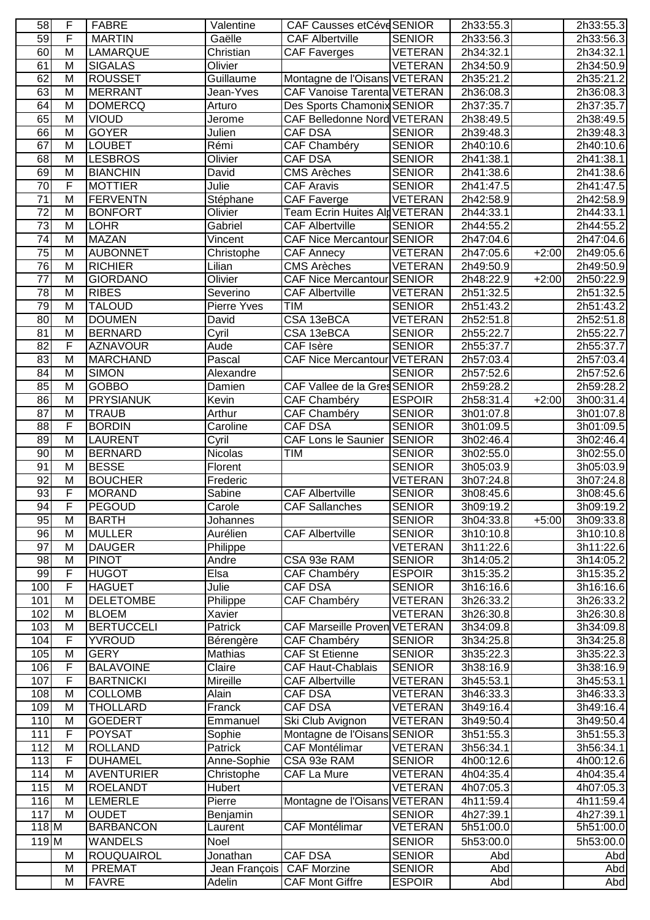| 58 | F | FABRE | Valentine | CAF Causses etCéve | SENIOR | 2h33:55.3 | | 2h33:55.3 |
|---|---|---|---|---|---|---|---|---|
| 59 | F | MARTIN | Gaëlle | CAF Albertville | SENIOR | 2h33:56.3 | | 2h33:56.3 |
| 60 | M | LAMARQUE | Christian | CAF Faverges | VETERAN | 2h34:32.1 | | 2h34:32.1 |
| 61 | M | SIGALAS | Olivier | | VETERAN | 2h34:50.9 | | 2h34:50.9 |
| 62 | M | ROUSSET | Guillaume | Montagne de l'Oisans | VETERAN | 2h35:21.2 | | 2h35:21.2 |
| 63 | M | MERRANT | Jean-Yves | CAF Vanoise Tarenta | VETERAN | 2h36:08.3 | | 2h36:08.3 |
| 64 | M | DOMERCQ | Arturo | Des Sports Chamonix | SENIOR | 2h37:35.7 | | 2h37:35.7 |
| 65 | M | VIOUD | Jerome | CAF Belledonne Nord | VETERAN | 2h38:49.5 | | 2h38:49.5 |
| 66 | M | GOYER | Julien | CAF DSA | SENIOR | 2h39:48.3 | | 2h39:48.3 |
| 67 | M | LOUBET | Rémi | CAF Chambéry | SENIOR | 2h40:10.6 | | 2h40:10.6 |
| 68 | M | LESBROS | Olivier | CAF DSA | SENIOR | 2h41:38.1 | | 2h41:38.1 |
| 69 | M | BIANCHIN | David | CMS Arèches | SENIOR | 2h41:38.6 | | 2h41:38.6 |
| 70 | F | MOTTIER | Julie | CAF Aravis | SENIOR | 2h41:47.5 | | 2h41:47.5 |
| 71 | M | FERVENTN | Stéphane | CAF Faverge | VETERAN | 2h42:58.9 | | 2h42:58.9 |
| 72 | M | BONFORT | Olivier | Team Ecrin Huites Alp | VETERAN | 2h44:33.1 | | 2h44:33.1 |
| 73 | M | LOHR | Gabriel | CAF Albertville | SENIOR | 2h44:55.2 | | 2h44:55.2 |
| 74 | M | MAZAN | Vincent | CAF Nice Mercantour | SENIOR | 2h47:04.6 | | 2h47:04.6 |
| 75 | M | AUBONNET | Christophe | CAF Annecy | VETERAN | 2h47:05.6 | +2:00 | 2h49:05.6 |
| 76 | M | RICHIER | Lilian | CMS Arèches | VETERAN | 2h49:50.9 | | 2h49:50.9 |
| 77 | M | GIORDANO | Olivier | CAF Nice Mercantour | SENIOR | 2h48:22.9 | +2:00 | 2h50:22.9 |
| 78 | M | RIBES | Severino | CAF Albertville | VETERAN | 2h51:32.5 | | 2h51:32.5 |
| 79 | M | TALOUD | Pierre Yves | TIM | SENIOR | 2h51:43.2 | | 2h51:43.2 |
| 80 | M | DOUMEN | David | CSA 13eBCA | VETERAN | 2h52:51.8 | | 2h52:51.8 |
| 81 | M | BERNARD | Cyril | CSA 13eBCA | SENIOR | 2h55:22.7 | | 2h55:22.7 |
| 82 | F | AZNAVOUR | Aude | CAF Isère | SENIOR | 2h55:37.7 | | 2h55:37.7 |
| 83 | M | MARCHAND | Pascal | CAF Nice Mercantour | VETERAN | 2h57:03.4 | | 2h57:03.4 |
| 84 | M | SIMON | Alexandre | | SENIOR | 2h57:52.6 | | 2h57:52.6 |
| 85 | M | GOBBO | Damien | CAF Vallee de la Gres | SENIOR | 2h59:28.2 | | 2h59:28.2 |
| 86 | M | PRYSIANUK | Kevin | CAF Chambéry | ESPOIR | 2h58:31.4 | +2:00 | 3h00:31.4 |
| 87 | M | TRAUB | Arthur | CAF Chambéry | SENIOR | 3h01:07.8 | | 3h01:07.8 |
| 88 | F | BORDIN | Caroline | CAF DSA | SENIOR | 3h01:09.5 | | 3h01:09.5 |
| 89 | M | LAURENT | Cyril | CAF Lons le Saunier | SENIOR | 3h02:46.4 | | 3h02:46.4 |
| 90 | M | BERNARD | Nicolas | TIM | SENIOR | 3h02:55.0 | | 3h02:55.0 |
| 91 | M | BESSE | Florent | | SENIOR | 3h05:03.9 | | 3h05:03.9 |
| 92 | M | BOUCHER | Frederic | | VETERAN | 3h07:24.8 | | 3h07:24.8 |
| 93 | F | MORAND | Sabine | CAF Albertville | SENIOR | 3h08:45.6 | | 3h08:45.6 |
| 94 | F | PEGOUD | Carole | CAF Sallanches | SENIOR | 3h09:19.2 | | 3h09:19.2 |
| 95 | M | BARTH | Johannes | | SENIOR | 3h04:33.8 | +5:00 | 3h09:33.8 |
| 96 | M | MULLER | Aurélien | CAF Albertville | SENIOR | 3h10:10.8 | | 3h10:10.8 |
| 97 | M | DAUGER | Philippe | | VETERAN | 3h11:22.6 | | 3h11:22.6 |
| 98 | M | PINOT | Andre | CSA 93e RAM | SENIOR | 3h14:05.2 | | 3h14:05.2 |
| 99 | F | HUGOT | Elsa | CAF Chambéry | ESPOIR | 3h15:35.2 | | 3h15:35.2 |
| 100 | F | HAGUET | Julie | CAF DSA | SENIOR | 3h16:16.6 | | 3h16:16.6 |
| 101 | M | DELETOMBE | Philippe | CAF Chambéry | VETERAN | 3h26:33.2 | | 3h26:33.2 |
| 102 | M | BLOEM | Xavier | | VETERAN | 3h26:30.8 | | 3h26:30.8 |
| 103 | M | BERTUCCELI | Patrick | CAF Marseille Proven | VETERAN | 3h34:09.8 | | 3h34:09.8 |
| 104 | F | YVROUD | Bérengère | CAF Chambéry | SENIOR | 3h34:25.8 | | 3h34:25.8 |
| 105 | M | GERY | Mathias | CAF St Etienne | SENIOR | 3h35:22.3 | | 3h35:22.3 |
| 106 | F | BALAVOINE | Claire | CAF Haut-Chablais | SENIOR | 3h38:16.9 | | 3h38:16.9 |
| 107 | F | BARTNICKI | Mireille | CAF Albertville | VETERAN | 3h45:53.1 | | 3h45:53.1 |
| 108 | M | COLLOMB | Alain | CAF DSA | VETERAN | 3h46:33.3 | | 3h46:33.3 |
| 109 | M | THOLLARD | Franck | CAF DSA | VETERAN | 3h49:16.4 | | 3h49:16.4 |
| 110 | M | GOEDERT | Emmanuel | Ski Club Avignon | VETERAN | 3h49:50.4 | | 3h49:50.4 |
| 111 | F | POYSAT | Sophie | Montagne de l'Oisans | SENIOR | 3h51:55.3 | | 3h51:55.3 |
| 112 | M | ROLLAND | Patrick | CAF Montélimar | VETERAN | 3h56:34.1 | | 3h56:34.1 |
| 113 | F | DUHAMEL | Anne-Sophie | CSA 93e RAM | SENIOR | 4h00:12.6 | | 4h00:12.6 |
| 114 | M | AVENTURIER | Christophe | CAF La Mure | VETERAN | 4h04:35.4 | | 4h04:35.4 |
| 115 | M | ROELANDT | Hubert | | VETERAN | 4h07:05.3 | | 4h07:05.3 |
| 116 | M | LEMERLE | Pierre | Montagne de l'Oisans | VETERAN | 4h11:59.4 | | 4h11:59.4 |
| 117 | M | OUDET | Benjamin | | SENIOR | 4h27:39.1 | | 4h27:39.1 |
| 118 | M | BARBANCON | Laurent | CAF Montélimar | VETERAN | 5h51:00.0 | | 5h51:00.0 |
| 119 | M | WANDELS | Noel | | SENIOR | 5h53:00.0 | | 5h53:00.0 |
| | M | ROUQUAIROL | Jonathan | CAF DSA | SENIOR | Abd | | Abd |
| | M | PREMAT | Jean François | CAF Morzine | SENIOR | Abd | | Abd |
| | M | FAVRE | Adelin | CAF Mont Giffre | ESPOIR | Abd | | Abd |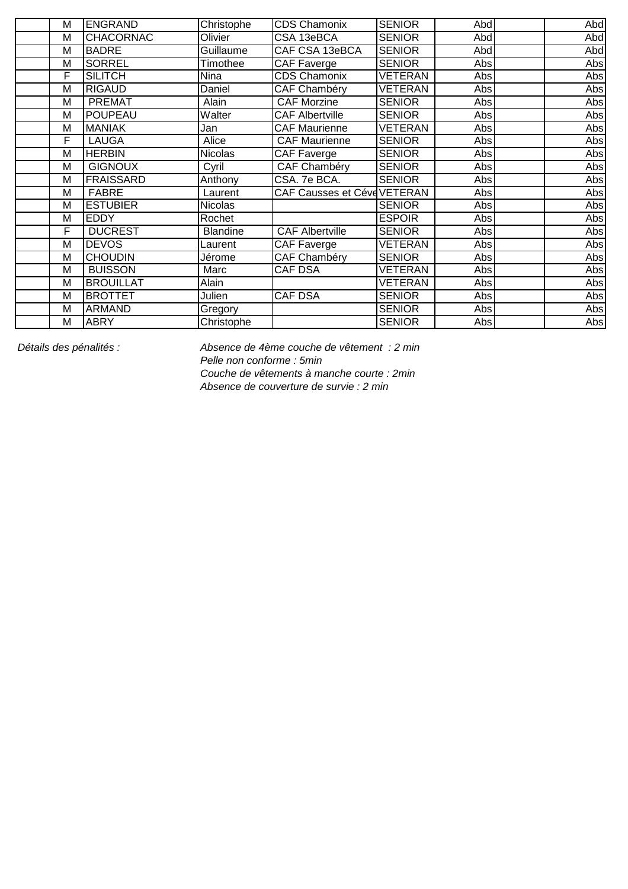| | | | | | | | | |
|---|---|---|---|---|---|---|---|---|
| | M | ENGRAND | Christophe | CDS Chamonix | SENIOR | Abd | | Abd |
| | M | CHACORNAC | Olivier | CSA 13eBCA | SENIOR | Abd | | Abd |
| | M | BADRE | Guillaume | CAF CSA 13eBCA | SENIOR | Abd | | Abd |
| | M | SORREL | Timothee | CAF Faverge | SENIOR | Abs | | Abs |
| | F | SILITCH | Nina | CDS Chamonix | VETERAN | Abs | | Abs |
| | M | RIGAUD | Daniel | CAF Chambéry | VETERAN | Abs | | Abs |
| | M | PREMAT | Alain | CAF Morzine | SENIOR | Abs | | Abs |
| | M | POUPEAU | Walter | CAF Albertville | SENIOR | Abs | | Abs |
| | M | MANIAK | Jan | CAF Maurienne | VETERAN | Abs | | Abs |
| | F | LAUGA | Alice | CAF Maurienne | SENIOR | Abs | | Abs |
| | M | HERBIN | Nicolas | CAF Faverge | SENIOR | Abs | | Abs |
| | M | GIGNOUX | Cyril | CAF Chambéry | SENIOR | Abs | | Abs |
| | M | FRAISSARD | Anthony | CSA. 7e BCA. | SENIOR | Abs | | Abs |
| | M | FABRE | Laurent | CAF Causses et Céve | VETERAN | Abs | | Abs |
| | M | ESTUBIER | Nicolas | | SENIOR | Abs | | Abs |
| | M | EDDY | Rochet | | ESPOIR | Abs | | Abs |
| | F | DUCREST | Blandine | CAF Albertville | SENIOR | Abs | | Abs |
| | M | DEVOS | Laurent | CAF Faverge | VETERAN | Abs | | Abs |
| | M | CHOUDIN | Jérome | CAF Chambéry | SENIOR | Abs | | Abs |
| | M | BUISSON | Marc | CAF DSA | VETERAN | Abs | | Abs |
| | M | BROUILLAT | Alain | | VETERAN | Abs | | Abs |
| | M | BROTTET | Julien | CAF DSA | SENIOR | Abs | | Abs |
| | M | ARMAND | Gregory | | SENIOR | Abs | | Abs |
| | M | ABRY | Christophe | | SENIOR | Abs | | Abs |

*Détails des pénalités :*

*Absence de 4ème couche de vêtement : 2 min*
*Pelle non conforme : 5min*
*Couche de vêtements à manche courte : 2min*
*Absence de couverture de survie : 2 min*